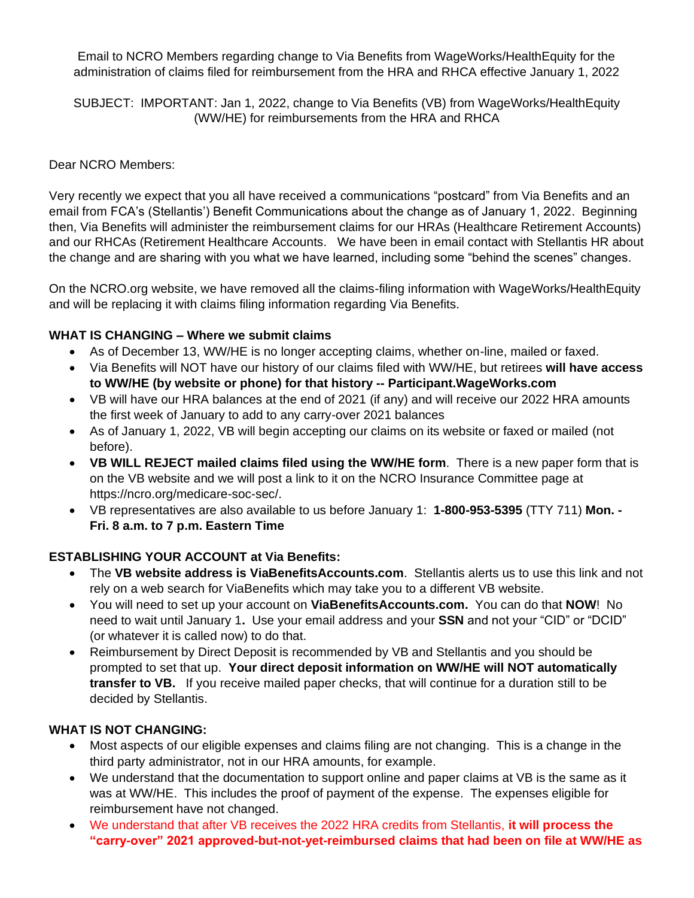Email to NCRO Members regarding change to Via Benefits from WageWorks/HealthEquity for the administration of claims filed for reimbursement from the HRA and RHCA effective January 1, 2022

SUBJECT: IMPORTANT: Jan 1, 2022, change to Via Benefits (VB) from WageWorks/HealthEquity (WW/HE) for reimbursements from the HRA and RHCA

Dear NCRO Members:

Very recently we expect that you all have received a communications "postcard" from Via Benefits and an email from FCA's (Stellantis') Benefit Communications about the change as of January 1, 2022. Beginning then, Via Benefits will administer the reimbursement claims for our HRAs (Healthcare Retirement Accounts) and our RHCAs (Retirement Healthcare Accounts. We have been in email contact with Stellantis HR about the change and are sharing with you what we have learned, including some "behind the scenes" changes.

On the NCRO.org website, we have removed all the claims-filing information with WageWorks/HealthEquity and will be replacing it with claims filing information regarding Via Benefits.

**WHAT IS CHANGING – Where we submit claims**

- As of December 13, WW/HE is no longer accepting claims, whether on-line, mailed or faxed.
- Via Benefits will NOT have our history of our claims filed with WW/HE, but retirees **will have access to WW/HE (by website or phone) for that history -- Participant.WageWorks.com**
- VB will have our HRA balances at the end of 2021 (if any) and will receive our 2022 HRA amounts the first week of January to add to any carry-over 2021 balances
- As of January 1, 2022, VB will begin accepting our claims on its website or faxed or mailed (not before).
- **VB WILL REJECT mailed claims filed using the WW/HE form**. There is a new paper form that is on the VB website and we will post a link to it on the NCRO Insurance Committee page at https://ncro.org/medicare-soc-sec/.
- VB representatives are also available to us before January 1: **1-800-953-5395** (TTY 711) **Mon. - Fri. 8 a.m. to 7 p.m. Eastern Time**

**ESTABLISHING YOUR ACCOUNT at Via Benefits:**

- The **VB website address is ViaBenefitsAccounts.com**. Stellantis alerts us to use this link and not rely on a web search for ViaBenefits which may take you to a different VB website.
- You will need to set up your account on **ViaBenefitsAccounts.com.** You can do that **NOW**! No need to wait until January 1**.** Use your email address and your **SSN** and not your "CID" or "DCID" (or whatever it is called now) to do that.
- Reimbursement by Direct Deposit is recommended by VB and Stellantis and you should be prompted to set that up. **Your direct deposit information on WW/HE will NOT automatically transfer to VB.** If you receive mailed paper checks, that will continue for a duration still to be decided by Stellantis.

**WHAT IS NOT CHANGING:**

- Most aspects of our eligible expenses and claims filing are not changing. This is a change in the third party administrator, not in our HRA amounts, for example.
- We understand that the documentation to support online and paper claims at VB is the same as it was at WW/HE. This includes the proof of payment of the expense. The expenses eligible for reimbursement have not changed.
- We understand that after VB receives the 2022 HRA credits from Stellantis, **it will process the "carry-over" 2021 approved-but-not-yet-reimbursed claims that had been on file at WW/HE as**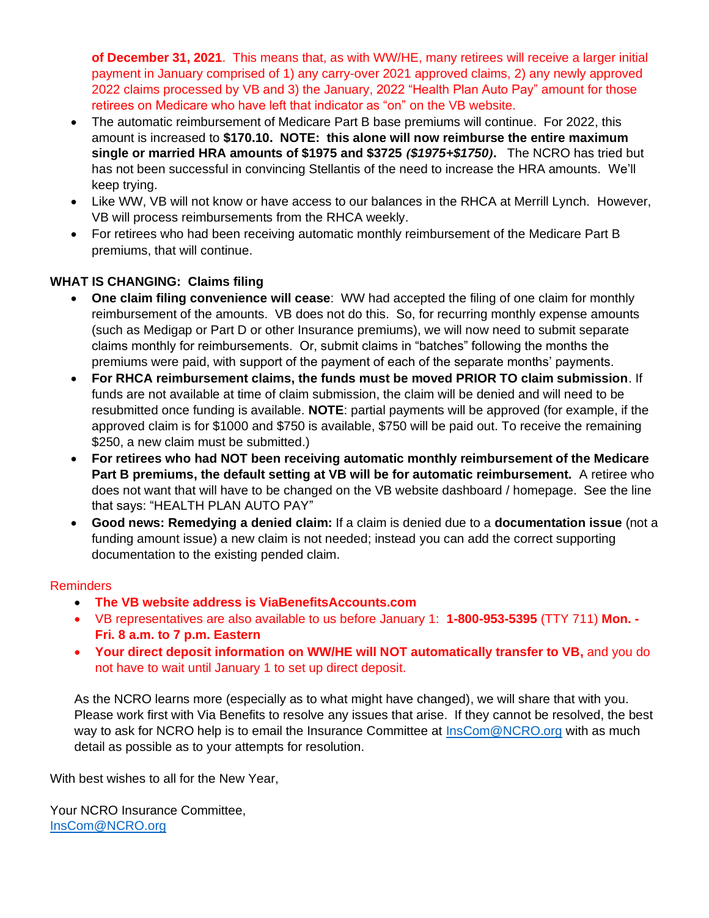**of December 31, 2021**. This means that, as with WW/HE, many retirees will receive a larger initial payment in January comprised of 1) any carry-over 2021 approved claims, 2) any newly approved 2022 claims processed by VB and 3) the January, 2022 "Health Plan Auto Pay" amount for those retirees on Medicare who have left that indicator as "on" on the VB website.

- The automatic reimbursement of Medicare Part B base premiums will continue. For 2022, this amount is increased to **$170.10. NOTE: this alone will now reimburse the entire maximum single or married HRA amounts of $1975 and $3725** ***($1975+$1750)*****.** The NCRO has tried but has not been successful in convincing Stellantis of the need to increase the HRA amounts. We'll keep trying.
- Like WW, VB will not know or have access to our balances in the RHCA at Merrill Lynch. However, VB will process reimbursements from the RHCA weekly.
- For retirees who had been receiving automatic monthly reimbursement of the Medicare Part B premiums, that will continue.

**WHAT IS CHANGING: Claims filing**

- **One claim filing convenience will cease**: WW had accepted the filing of one claim for monthly reimbursement of the amounts. VB does not do this. So, for recurring monthly expense amounts (such as Medigap or Part D or other Insurance premiums), we will now need to submit separate claims monthly for reimbursements. Or, submit claims in "batches" following the months the premiums were paid, with support of the payment of each of the separate months' payments.
- **For RHCA reimbursement claims, the funds must be moved PRIOR TO claim submission**. If funds are not available at time of claim submission, the claim will be denied and will need to be resubmitted once funding is available. **NOTE**: partial payments will be approved (for example, if the approved claim is for $1000 and $750 is available, $750 will be paid out. To receive the remaining $250, a new claim must be submitted.)
- **For retirees who had NOT been receiving automatic monthly reimbursement of the Medicare Part B premiums, the default setting at VB will be for automatic reimbursement.** A retiree who does not want that will have to be changed on the VB website dashboard / homepage. See the line that says: "HEALTH PLAN AUTO PAY"
- **Good news: Remedying a denied claim:** If a claim is denied due to a **documentation issue** (not a funding amount issue) a new claim is not needed; instead you can add the correct supporting documentation to the existing pended claim.

Reminders

- **The VB website address is ViaBenefitsAccounts.com**
- VB representatives are also available to us before January 1: **1-800-953-5395** (TTY 711) **Mon. - Fri. 8 a.m. to 7 p.m. Eastern**
- **Your direct deposit information on WW/HE will NOT automatically transfer to VB,** and you do not have to wait until January 1 to set up direct deposit.

As the NCRO learns more (especially as to what might have changed), we will share that with you. Please work first with Via Benefits to resolve any issues that arise. If they cannot be resolved, the best way to ask for NCRO help is to email the Insurance Committee at InsCom@NCRO.org with as much detail as possible as to your attempts for resolution.

With best wishes to all for the New Year,

Your NCRO Insurance Committee,
InsCom@NCRO.org